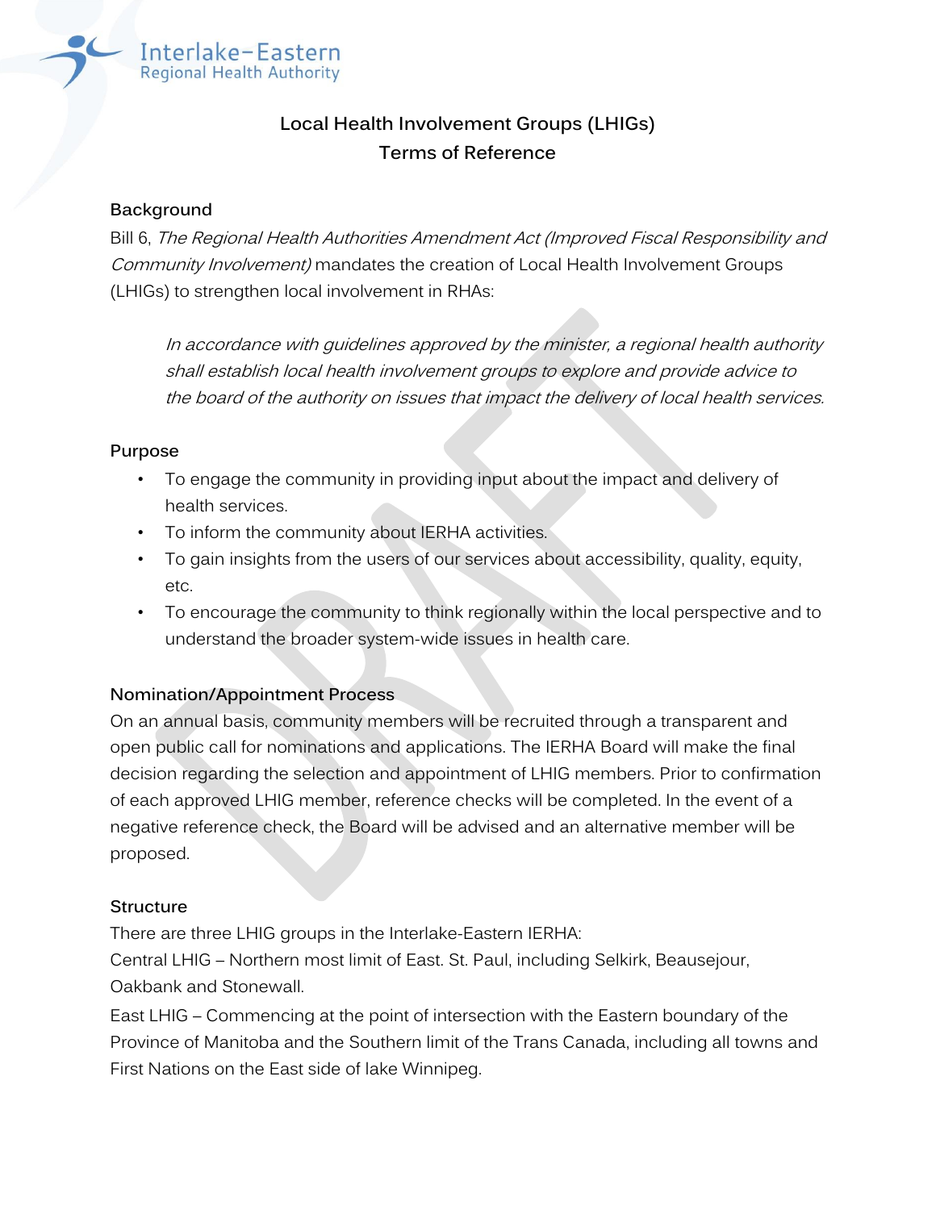Interlake-Eastern
Regional Health Authority

# Local Health Involvement Groups (LHIGs)
# Terms of Reference

## Background

Bill 6, *The Regional Health Authorities Amendment Act (Improved Fiscal Responsibility and Community Involvement)* mandates the creation of Local Health Involvement Groups (LHIGs) to strengthen local involvement in RHAs:

> *In accordance with guidelines approved by the minister, a regional health authority shall establish local health involvement groups to explore and provide advice to the board of the authority on issues that impact the delivery of local health services.*

## Purpose

- To engage the community in providing input about the impact and delivery of health services.
- To inform the community about IERHA activities.
- To gain insights from the users of our services about accessibility, quality, equity, etc.
- To encourage the community to think regionally within the local perspective and to understand the broader system-wide issues in health care.

## Nomination/Appointment Process

On an annual basis, community members will be recruited through a transparent and open public call for nominations and applications. The IERHA Board will make the final decision regarding the selection and appointment of LHIG members. Prior to confirmation of each approved LHIG member, reference checks will be completed. In the event of a negative reference check, the Board will be advised and an alternative member will be proposed.

## Structure

There are three LHIG groups in the Interlake-Eastern IERHA:

Central LHIG – Northern most limit of East. St. Paul, including Selkirk, Beausejour, Oakbank and Stonewall.

East LHIG – Commencing at the point of intersection with the Eastern boundary of the Province of Manitoba and the Southern limit of the Trans Canada, including all towns and First Nations on the East side of lake Winnipeg.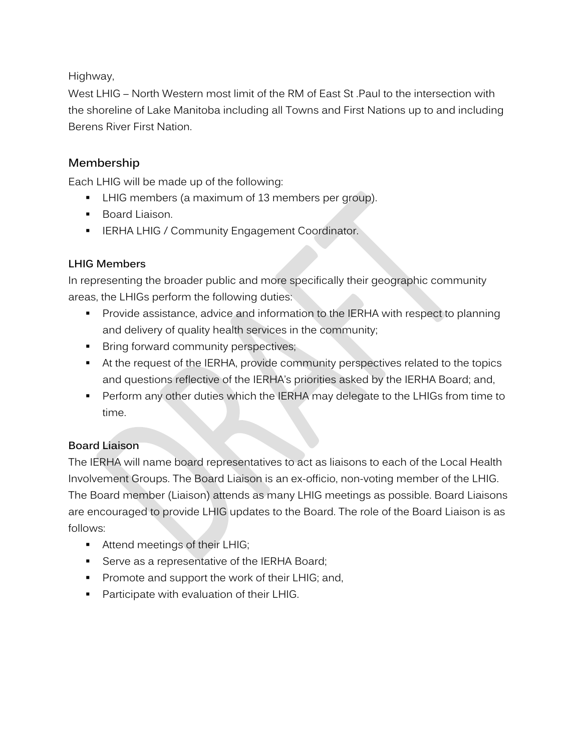Highway,

West LHIG – North Western most limit of the RM of East St .Paul to the intersection with the shoreline of Lake Manitoba including all Towns and First Nations up to and including Berens River First Nation.

## Membership

Each LHIG will be made up of the following:

- LHIG members (a maximum of 13 members per group).
- Board Liaison.
- IERHA LHIG / Community Engagement Coordinator.

### LHIG Members

In representing the broader public and more specifically their geographic community areas, the LHIGs perform the following duties:

- Provide assistance, advice and information to the IERHA with respect to planning and delivery of quality health services in the community;
- Bring forward community perspectives;
- At the request of the IERHA, provide community perspectives related to the topics and questions reflective of the IERHA's priorities asked by the IERHA Board; and,
- Perform any other duties which the IERHA may delegate to the LHIGs from time to time.

### Board Liaison

The IERHA will name board representatives to act as liaisons to each of the Local Health Involvement Groups. The Board Liaison is an ex-officio, non-voting member of the LHIG. The Board member (Liaison) attends as many LHIG meetings as possible. Board Liaisons are encouraged to provide LHIG updates to the Board. The role of the Board Liaison is as follows:

- Attend meetings of their LHIG;
- Serve as a representative of the IERHA Board;
- Promote and support the work of their LHIG; and,
- Participate with evaluation of their LHIG.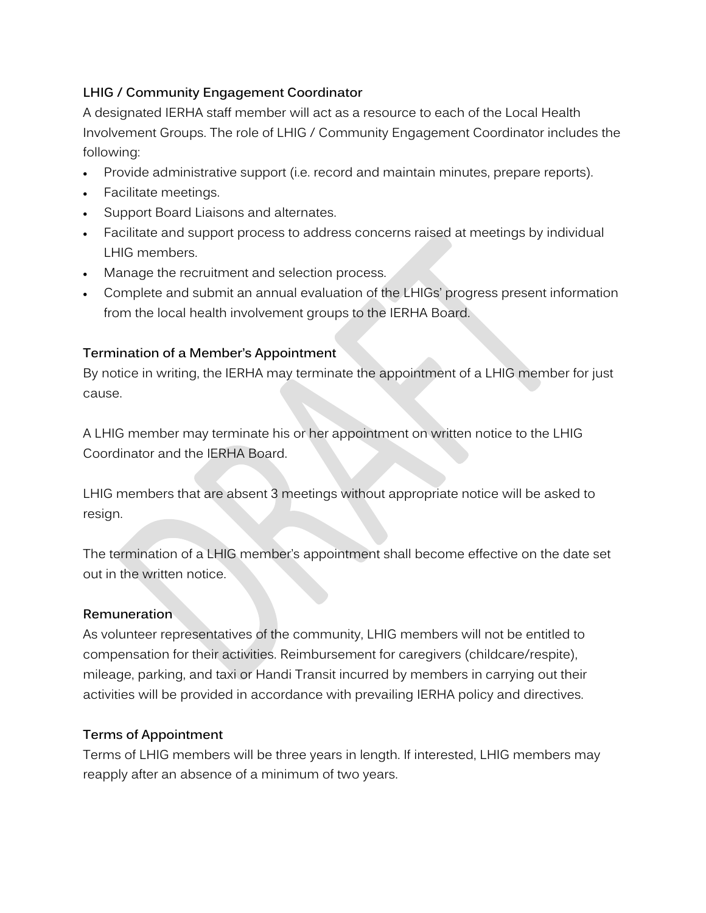**LHIG / Community Engagement Coordinator**

A designated IERHA staff member will act as a resource to each of the Local Health Involvement Groups. The role of LHIG / Community Engagement Coordinator includes the following:

- Provide administrative support (i.e. record and maintain minutes, prepare reports).
- Facilitate meetings.
- Support Board Liaisons and alternates.
- Facilitate and support process to address concerns raised at meetings by individual LHIG members.
- Manage the recruitment and selection process.
- Complete and submit an annual evaluation of the LHIGs' progress present information from the local health involvement groups to the IERHA Board.

**Termination of a Member's Appointment**

By notice in writing, the IERHA may terminate the appointment of a LHIG member for just cause.

A LHIG member may terminate his or her appointment on written notice to the LHIG Coordinator and the IERHA Board.

LHIG members that are absent 3 meetings without appropriate notice will be asked to resign.

The termination of a LHIG member's appointment shall become effective on the date set out in the written notice.

**Remuneration**

As volunteer representatives of the community, LHIG members will not be entitled to compensation for their activities. Reimbursement for caregivers (childcare/respite), mileage, parking, and taxi or Handi Transit incurred by members in carrying out their activities will be provided in accordance with prevailing IERHA policy and directives.

**Terms of Appointment**

Terms of LHIG members will be three years in length. If interested, LHIG members may reapply after an absence of a minimum of two years.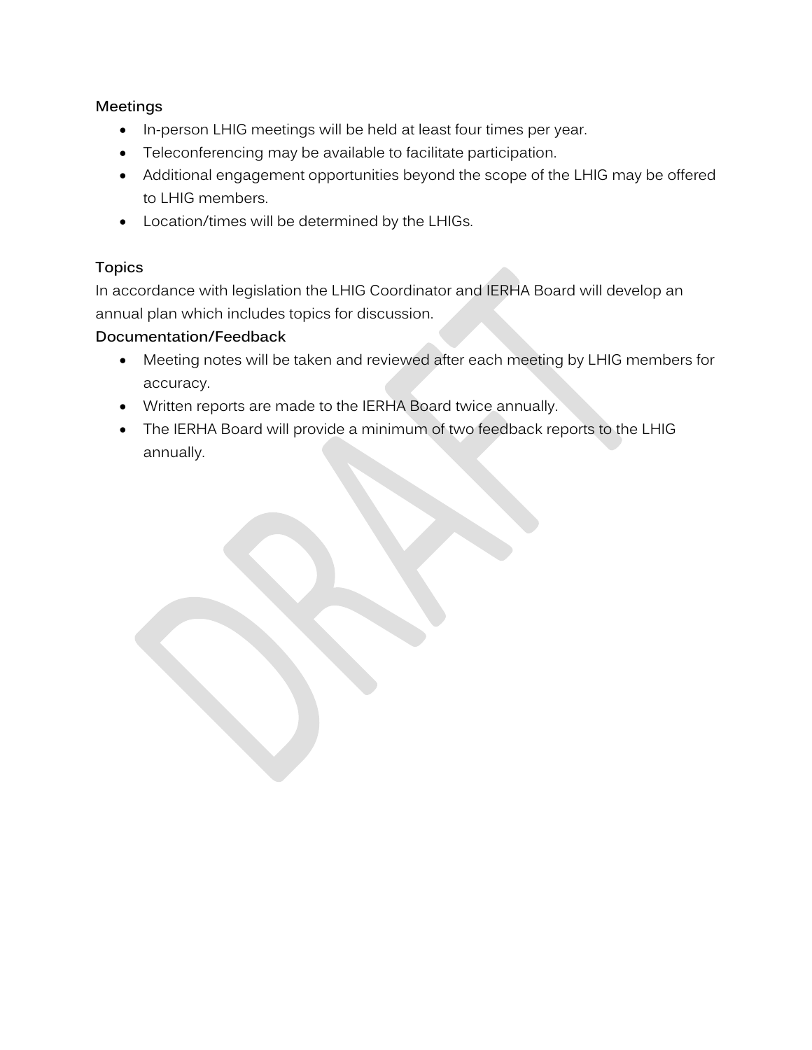**Meetings**

- In-person LHIG meetings will be held at least four times per year.
- Teleconferencing may be available to facilitate participation.
- Additional engagement opportunities beyond the scope of the LHIG may be offered to LHIG members.
- Location/times will be determined by the LHIGs.

**Topics**

In accordance with legislation the LHIG Coordinator and IERHA Board will develop an annual plan which includes topics for discussion.

**Documentation/Feedback**

- Meeting notes will be taken and reviewed after each meeting by LHIG members for accuracy.
- Written reports are made to the IERHA Board twice annually.
- The IERHA Board will provide a minimum of two feedback reports to the LHIG annually.